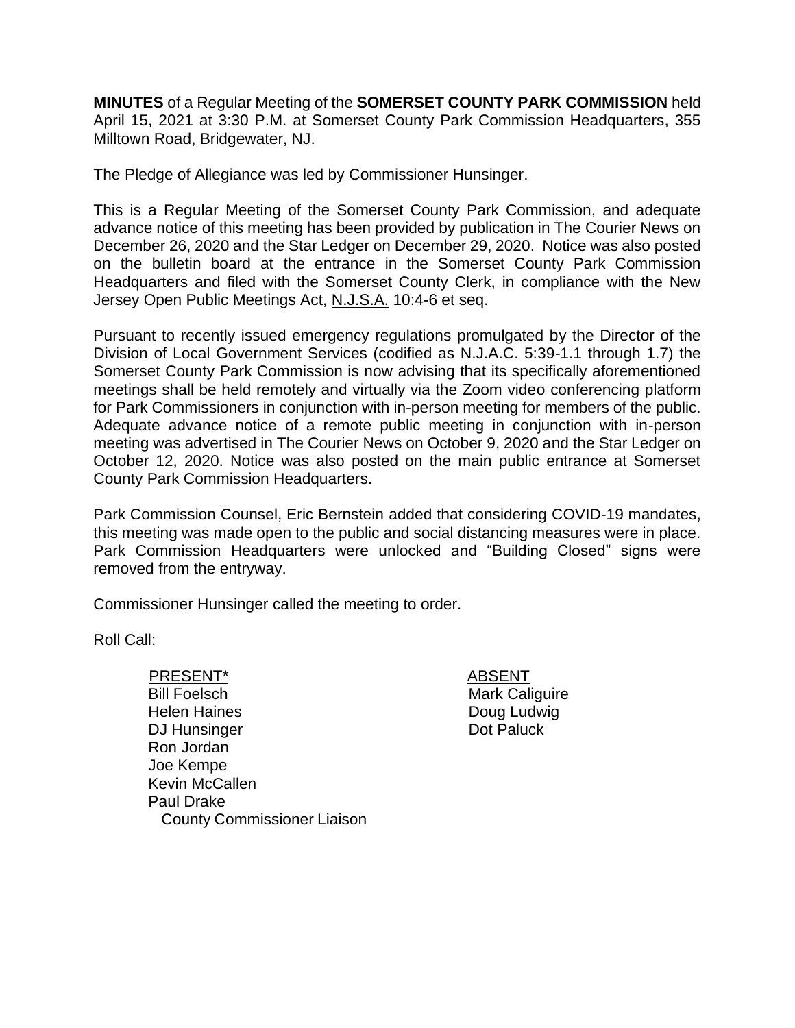**MINUTES** of a Regular Meeting of the **SOMERSET COUNTY PARK COMMISSION** held April 15, 2021 at 3:30 P.M. at Somerset County Park Commission Headquarters, 355 Milltown Road, Bridgewater, NJ.

The Pledge of Allegiance was led by Commissioner Hunsinger.

This is a Regular Meeting of the Somerset County Park Commission, and adequate advance notice of this meeting has been provided by publication in The Courier News on December 26, 2020 and the Star Ledger on December 29, 2020. Notice was also posted on the bulletin board at the entrance in the Somerset County Park Commission Headquarters and filed with the Somerset County Clerk, in compliance with the New Jersey Open Public Meetings Act, N.J.S.A. 10:4-6 et seq.

Pursuant to recently issued emergency regulations promulgated by the Director of the Division of Local Government Services (codified as N.J.A.C. 5:39-1.1 through 1.7) the Somerset County Park Commission is now advising that its specifically aforementioned meetings shall be held remotely and virtually via the Zoom video conferencing platform for Park Commissioners in conjunction with in-person meeting for members of the public. Adequate advance notice of a remote public meeting in conjunction with in-person meeting was advertised in The Courier News on October 9, 2020 and the Star Ledger on October 12, 2020. Notice was also posted on the main public entrance at Somerset County Park Commission Headquarters.

Park Commission Counsel, Eric Bernstein added that considering COVID-19 mandates, this meeting was made open to the public and social distancing measures were in place. Park Commission Headquarters were unlocked and "Building Closed" signs were removed from the entryway.

Commissioner Hunsinger called the meeting to order.

Roll Call:

| PRESENT* | ABSENT |
|---|---|
| Bill Foelsch | Mark Caliguire |
| Helen Haines | Doug Ludwig |
| DJ Hunsinger | Dot Paluck |
| Ron Jordan | |
| Joe Kempe | |
| Kevin McCallen | |
| Paul Drake<br>County Commissioner Liaison | |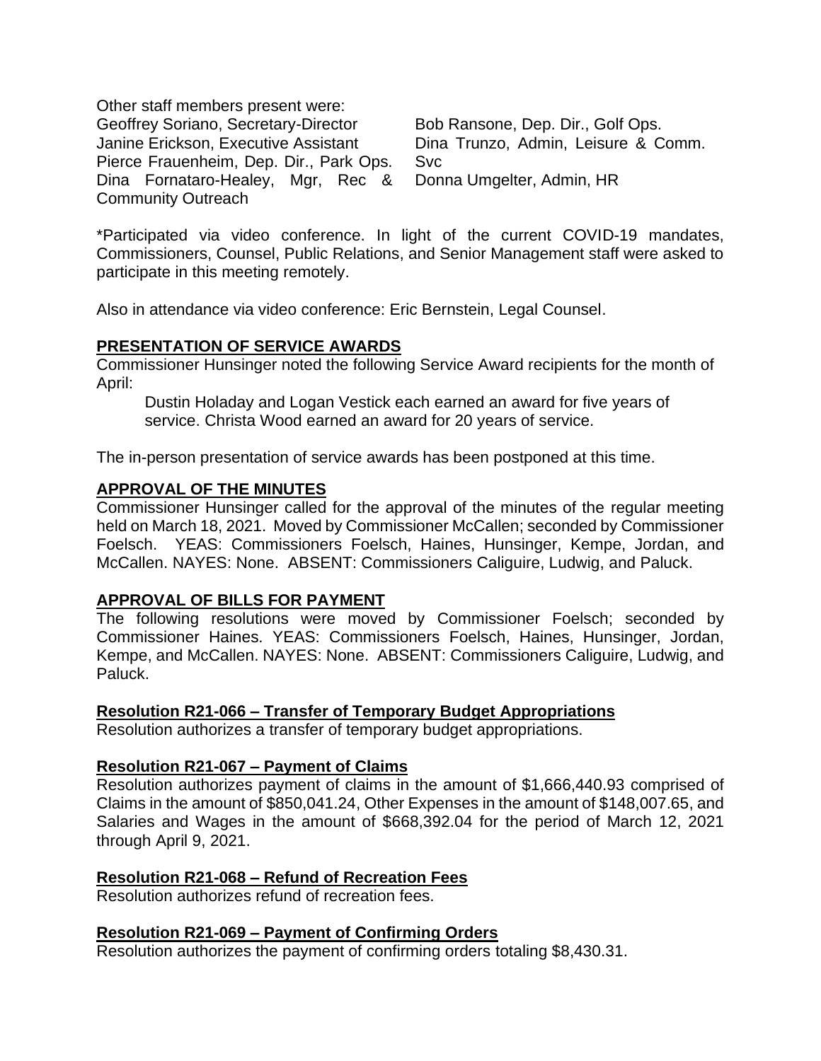Other staff members present were:

Geoffrey Soriano, Secretary-Director
Janine Erickson, Executive Assistant
Pierce Frauenheim, Dep. Dir., Park Ops.
Dina Fornataro-Healey, Mgr, Rec & Community Outreach
Bob Ransone, Dep. Dir., Golf Ops.
Dina Trunzo, Admin, Leisure & Comm. Svc
Donna Umgelter, Admin, HR

*Participated via video conference. In light of the current COVID-19 mandates, Commissioners, Counsel, Public Relations, and Senior Management staff were asked to participate in this meeting remotely.

Also in attendance via video conference: Eric Bernstein, Legal Counsel.

## PRESENTATION OF SERVICE AWARDS

Commissioner Hunsinger noted the following Service Award recipients for the month of April:

> Dustin Holaday and Logan Vestick each earned an award for five years of service. Christa Wood earned an award for 20 years of service.

The in-person presentation of service awards has been postponed at this time.

## APPROVAL OF THE MINUTES

Commissioner Hunsinger called for the approval of the minutes of the regular meeting held on March 18, 2021. Moved by Commissioner McCallen; seconded by Commissioner Foelsch. YEAS: Commissioners Foelsch, Haines, Hunsinger, Kempe, Jordan, and McCallen. NAYES: None. ABSENT: Commissioners Caliguire, Ludwig, and Paluck.

## APPROVAL OF BILLS FOR PAYMENT

The following resolutions were moved by Commissioner Foelsch; seconded by Commissioner Haines. YEAS: Commissioners Foelsch, Haines, Hunsinger, Jordan, Kempe, and McCallen. NAYES: None. ABSENT: Commissioners Caliguire, Ludwig, and Paluck.

### Resolution R21-066 – Transfer of Temporary Budget Appropriations

Resolution authorizes a transfer of temporary budget appropriations.

### Resolution R21-067 – Payment of Claims

Resolution authorizes payment of claims in the amount of $1,666,440.93 comprised of Claims in the amount of $850,041.24, Other Expenses in the amount of $148,007.65, and Salaries and Wages in the amount of $668,392.04 for the period of March 12, 2021 through April 9, 2021.

### Resolution R21-068 – Refund of Recreation Fees

Resolution authorizes refund of recreation fees.

### Resolution R21-069 – Payment of Confirming Orders

Resolution authorizes the payment of confirming orders totaling $8,430.31.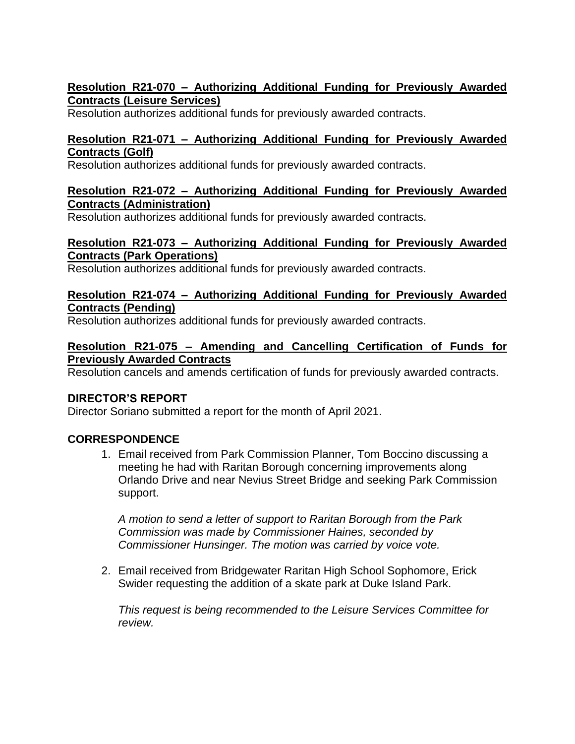**Resolution R21-070 – Authorizing Additional Funding for Previously Awarded Contracts (Leisure Services)**
Resolution authorizes additional funds for previously awarded contracts.

**Resolution R21-071 – Authorizing Additional Funding for Previously Awarded Contracts (Golf)**
Resolution authorizes additional funds for previously awarded contracts.

**Resolution R21-072 – Authorizing Additional Funding for Previously Awarded Contracts (Administration)**
Resolution authorizes additional funds for previously awarded contracts.

**Resolution R21-073 – Authorizing Additional Funding for Previously Awarded Contracts (Park Operations)**
Resolution authorizes additional funds for previously awarded contracts.

**Resolution R21-074 – Authorizing Additional Funding for Previously Awarded Contracts (Pending)**
Resolution authorizes additional funds for previously awarded contracts.

**Resolution R21-075 – Amending and Cancelling Certification of Funds for Previously Awarded Contracts**
Resolution cancels and amends certification of funds for previously awarded contracts.

**DIRECTOR'S REPORT**
Director Soriano submitted a report for the month of April 2021.

**CORRESPONDENCE**

1. Email received from Park Commission Planner, Tom Boccino discussing a meeting he had with Raritan Borough concerning improvements along Orlando Drive and near Nevius Street Bridge and seeking Park Commission support.

   *A motion to send a letter of support to Raritan Borough from the Park Commission was made by Commissioner Haines, seconded by Commissioner Hunsinger. The motion was carried by voice vote.*

2. Email received from Bridgewater Raritan High School Sophomore, Erick Swider requesting the addition of a skate park at Duke Island Park.

   *This request is being recommended to the Leisure Services Committee for review.*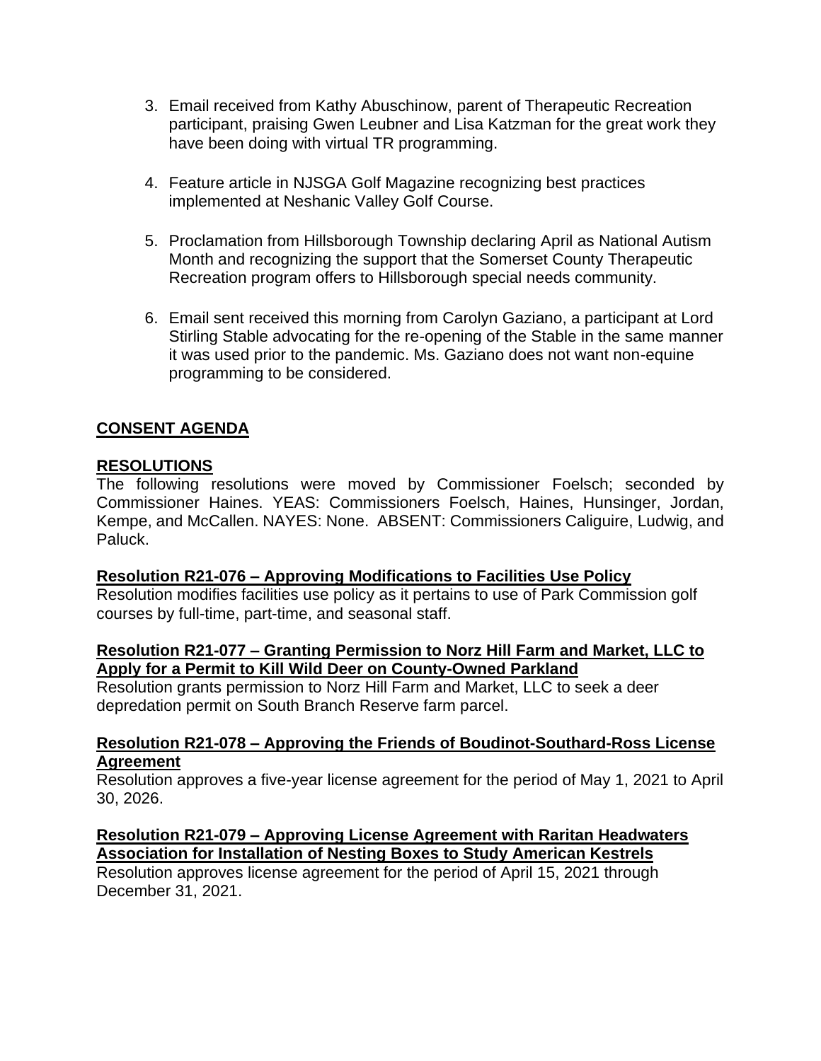3. Email received from Kathy Abuschinow, parent of Therapeutic Recreation participant, praising Gwen Leubner and Lisa Katzman for the great work they have been doing with virtual TR programming.

4. Feature article in NJSGA Golf Magazine recognizing best practices implemented at Neshanic Valley Golf Course.

5. Proclamation from Hillsborough Township declaring April as National Autism Month and recognizing the support that the Somerset County Therapeutic Recreation program offers to Hillsborough special needs community.

6. Email sent received this morning from Carolyn Gaziano, a participant at Lord Stirling Stable advocating for the re-opening of the Stable in the same manner it was used prior to the pandemic. Ms. Gaziano does not want non-equine programming to be considered.

## CONSENT AGENDA

### RESOLUTIONS

The following resolutions were moved by Commissioner Foelsch; seconded by Commissioner Haines. YEAS: Commissioners Foelsch, Haines, Hunsinger, Jordan, Kempe, and McCallen. NAYES: None. ABSENT: Commissioners Caliguire, Ludwig, and Paluck.

**Resolution R21-076 – Approving Modifications to Facilities Use Policy**

Resolution modifies facilities use policy as it pertains to use of Park Commission golf courses by full-time, part-time, and seasonal staff.

**Resolution R21-077 – Granting Permission to Norz Hill Farm and Market, LLC to Apply for a Permit to Kill Wild Deer on County-Owned Parkland**

Resolution grants permission to Norz Hill Farm and Market, LLC to seek a deer depredation permit on South Branch Reserve farm parcel.

**Resolution R21-078 – Approving the Friends of Boudinot-Southard-Ross License Agreement**

Resolution approves a five-year license agreement for the period of May 1, 2021 to April 30, 2026.

**Resolution R21-079 – Approving License Agreement with Raritan Headwaters Association for Installation of Nesting Boxes to Study American Kestrels**

Resolution approves license agreement for the period of April 15, 2021 through December 31, 2021.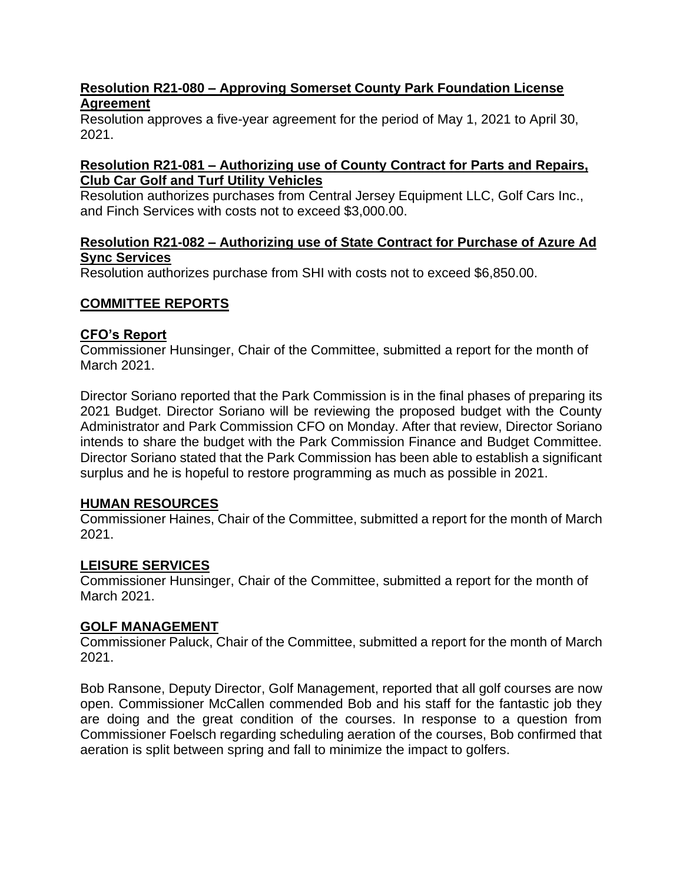**Resolution R21-080 – Approving Somerset County Park Foundation License Agreement**

Resolution approves a five-year agreement for the period of May 1, 2021 to April 30, 2021.

**Resolution R21-081 – Authorizing use of County Contract for Parts and Repairs, Club Car Golf and Turf Utility Vehicles**

Resolution authorizes purchases from Central Jersey Equipment LLC, Golf Cars Inc., and Finch Services with costs not to exceed $3,000.00.

**Resolution R21-082 – Authorizing use of State Contract for Purchase of Azure Ad Sync Services**

Resolution authorizes purchase from SHI with costs not to exceed $6,850.00.

## COMMITTEE REPORTS

### CFO's Report

Commissioner Hunsinger, Chair of the Committee, submitted a report for the month of March 2021.

Director Soriano reported that the Park Commission is in the final phases of preparing its 2021 Budget. Director Soriano will be reviewing the proposed budget with the County Administrator and Park Commission CFO on Monday. After that review, Director Soriano intends to share the budget with the Park Commission Finance and Budget Committee. Director Soriano stated that the Park Commission has been able to establish a significant surplus and he is hopeful to restore programming as much as possible in 2021.

### HUMAN RESOURCES

Commissioner Haines, Chair of the Committee, submitted a report for the month of March 2021.

### LEISURE SERVICES

Commissioner Hunsinger, Chair of the Committee, submitted a report for the month of March 2021.

### GOLF MANAGEMENT

Commissioner Paluck, Chair of the Committee, submitted a report for the month of March 2021.

Bob Ransone, Deputy Director, Golf Management, reported that all golf courses are now open. Commissioner McCallen commended Bob and his staff for the fantastic job they are doing and the great condition of the courses. In response to a question from Commissioner Foelsch regarding scheduling aeration of the courses, Bob confirmed that aeration is split between spring and fall to minimize the impact to golfers.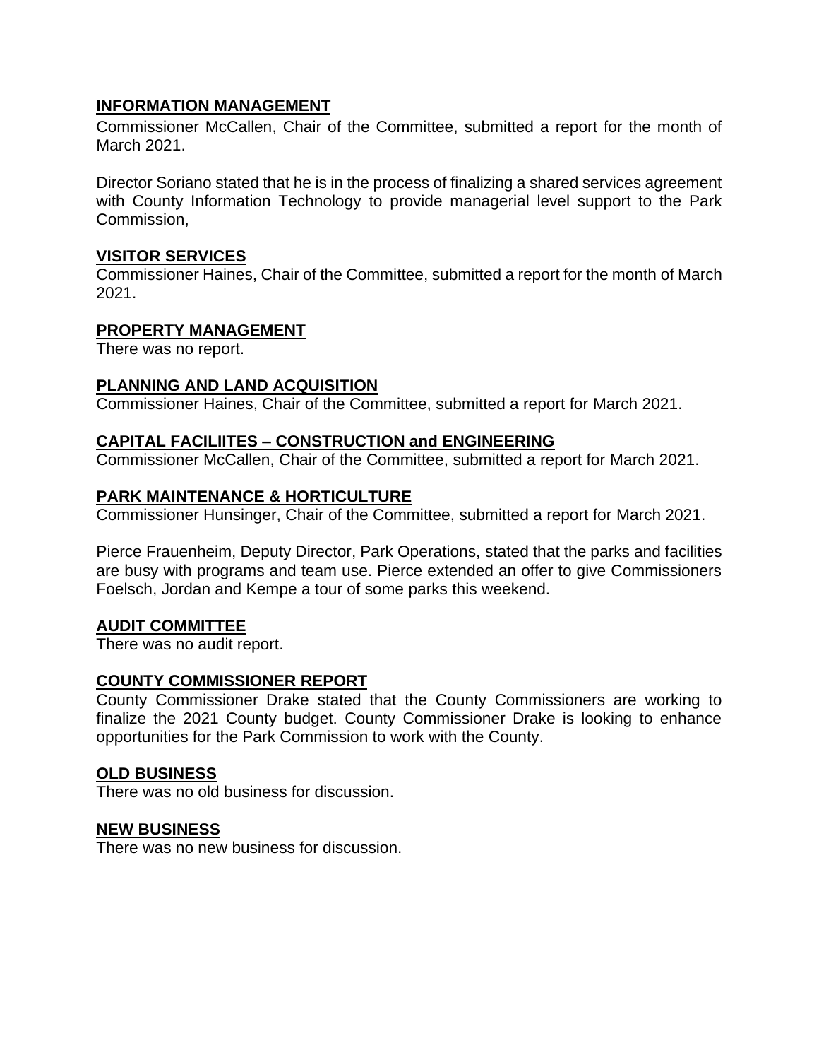## INFORMATION MANAGEMENT

Commissioner McCallen, Chair of the Committee, submitted a report for the month of March 2021.

Director Soriano stated that he is in the process of finalizing a shared services agreement with County Information Technology to provide managerial level support to the Park Commission,

## VISITOR SERVICES

Commissioner Haines, Chair of the Committee, submitted a report for the month of March 2021.

## PROPERTY MANAGEMENT

There was no report.

## PLANNING AND LAND ACQUISITION

Commissioner Haines, Chair of the Committee, submitted a report for March 2021.

## CAPITAL FACILIITES – CONSTRUCTION and ENGINEERING

Commissioner McCallen, Chair of the Committee, submitted a report for March 2021.

## PARK MAINTENANCE & HORTICULTURE

Commissioner Hunsinger, Chair of the Committee, submitted a report for March 2021.

Pierce Frauenheim, Deputy Director, Park Operations, stated that the parks and facilities are busy with programs and team use. Pierce extended an offer to give Commissioners Foelsch, Jordan and Kempe a tour of some parks this weekend.

## AUDIT COMMITTEE

There was no audit report.

## COUNTY COMMISSIONER REPORT

County Commissioner Drake stated that the County Commissioners are working to finalize the 2021 County budget. County Commissioner Drake is looking to enhance opportunities for the Park Commission to work with the County.

## OLD BUSINESS

There was no old business for discussion.

## NEW BUSINESS

There was no new business for discussion.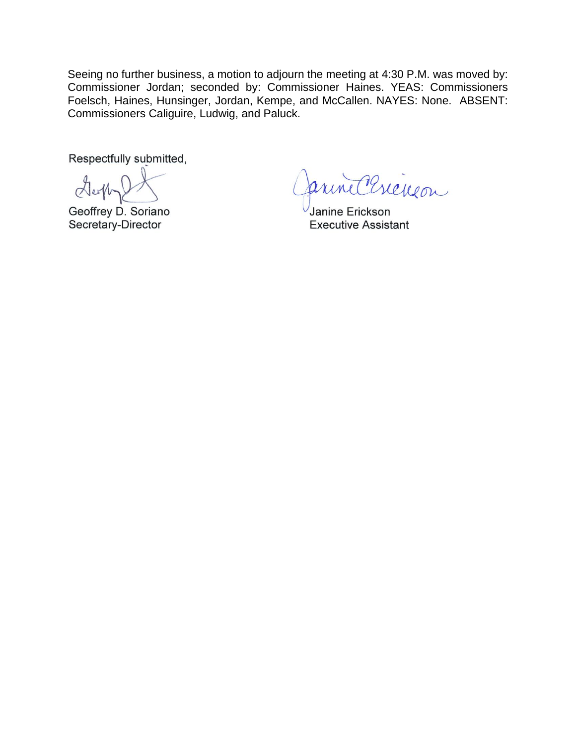Seeing no further business, a motion to adjourn the meeting at 4:30 P.M. was moved by: Commissioner Jordan; seconded by: Commissioner Haines. YEAS: Commissioners Foelsch, Haines, Hunsinger, Jordan, Kempe, and McCallen. NAYES: None. ABSENT: Commissioners Caliguire, Ludwig, and Paluck.

Respectfully submitted,

Geoffrey D. Soriano
Secretary-Director

Janine Erickson
Executive Assistant